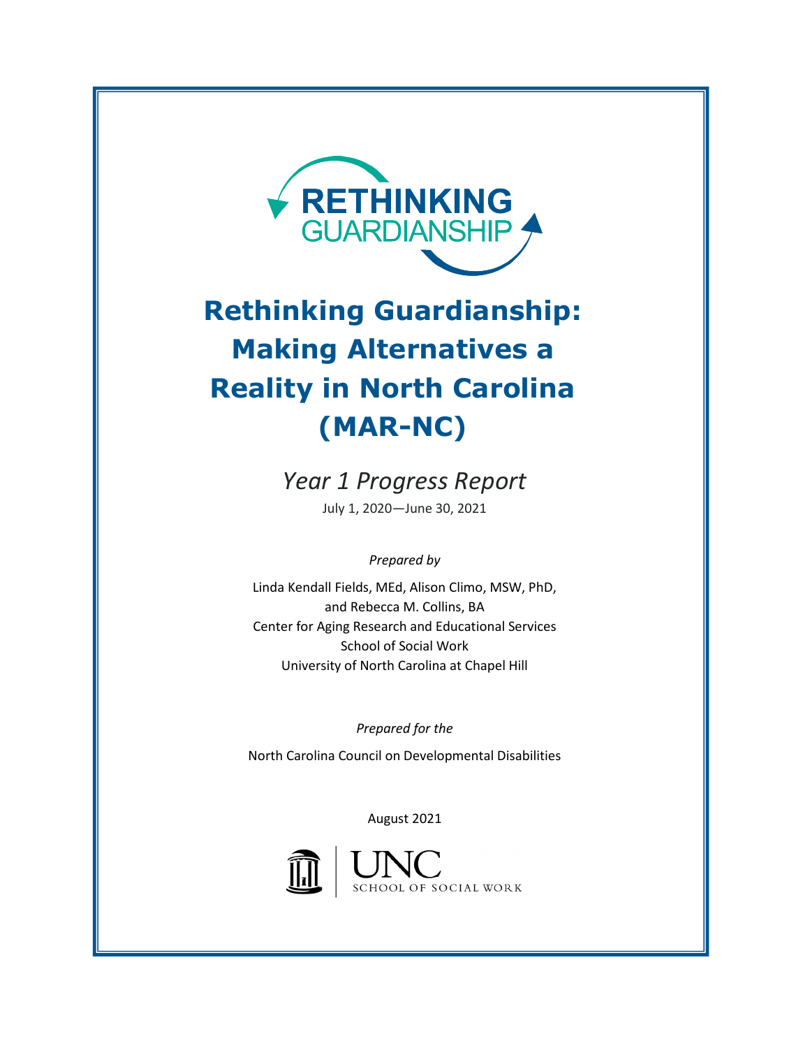RETHINKING GUARDIANSHIP

# Rethinking Guardianship: Making Alternatives a Reality in North Carolina (MAR-NC)

*Year 1 Progress Report*

July 1, 2020—June 30, 2021

*Prepared by*

Linda Kendall Fields, MEd, Alison Climo, MSW, PhD, and Rebecca M. Collins, BA
Center for Aging Research and Educational Services
School of Social Work
University of North Carolina at Chapel Hill

*Prepared for the*

North Carolina Council on Developmental Disabilities

August 2021

UNC SCHOOL OF SOCIAL WORK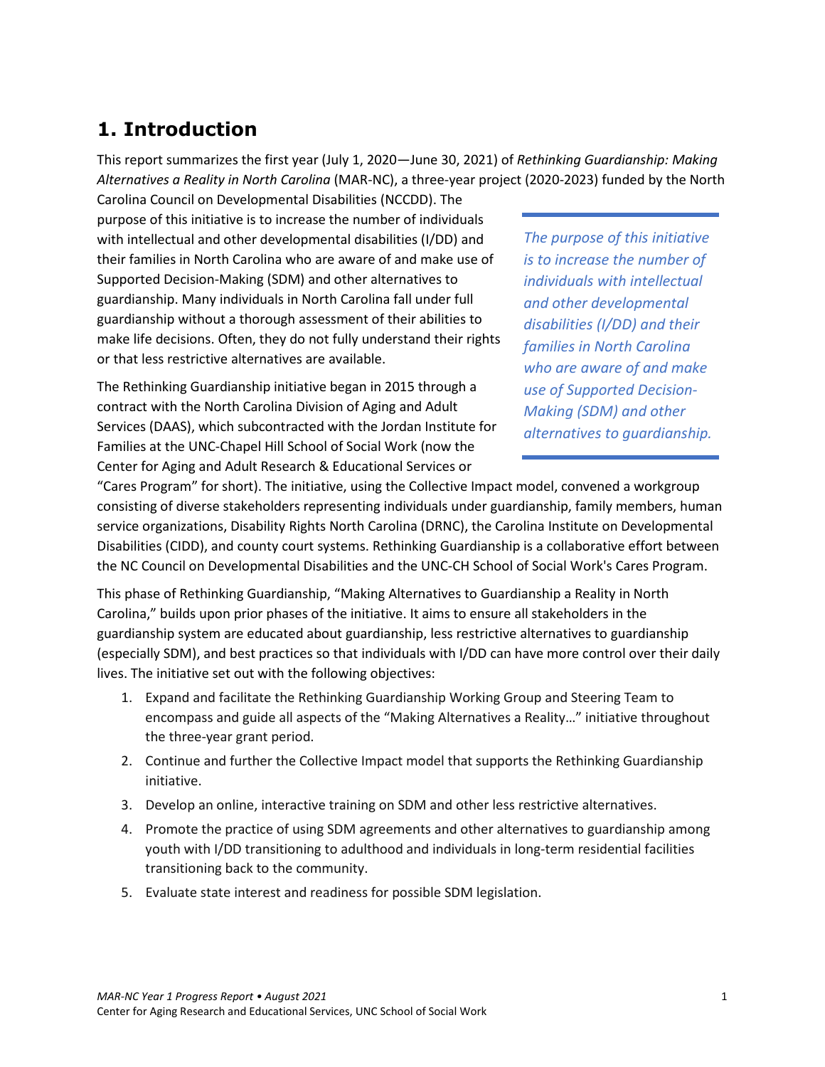# 1. Introduction

This report summarizes the first year (July 1, 2020—June 30, 2021) of *Rethinking Guardianship: Making Alternatives a Reality in North Carolina* (MAR-NC), a three-year project (2020-2023) funded by the North Carolina Council on Developmental Disabilities (NCCDD). The purpose of this initiative is to increase the number of individuals with intellectual and other developmental disabilities (I/DD) and their families in North Carolina who are aware of and make use of Supported Decision-Making (SDM) and other alternatives to guardianship. Many individuals in North Carolina fall under full guardianship without a thorough assessment of their abilities to make life decisions. Often, they do not fully understand their rights or that less restrictive alternatives are available.

> *The purpose of this initiative is to increase the number of individuals with intellectual and other developmental disabilities (I/DD) and their families in North Carolina who are aware of and make use of Supported Decision-Making (SDM) and other alternatives to guardianship.*

The Rethinking Guardianship initiative began in 2015 through a contract with the North Carolina Division of Aging and Adult Services (DAAS), which subcontracted with the Jordan Institute for Families at the UNC-Chapel Hill School of Social Work (now the Center for Aging and Adult Research & Educational Services or "Cares Program" for short). The initiative, using the Collective Impact model, convened a workgroup consisting of diverse stakeholders representing individuals under guardianship, family members, human service organizations, Disability Rights North Carolina (DRNC), the Carolina Institute on Developmental Disabilities (CIDD), and county court systems. Rethinking Guardianship is a collaborative effort between the NC Council on Developmental Disabilities and the UNC-CH School of Social Work's Cares Program.

This phase of Rethinking Guardianship, "Making Alternatives to Guardianship a Reality in North Carolina," builds upon prior phases of the initiative. It aims to ensure all stakeholders in the guardianship system are educated about guardianship, less restrictive alternatives to guardianship (especially SDM), and best practices so that individuals with I/DD can have more control over their daily lives. The initiative set out with the following objectives:

1. Expand and facilitate the Rethinking Guardianship Working Group and Steering Team to encompass and guide all aspects of the "Making Alternatives a Reality…" initiative throughout the three-year grant period.
2. Continue and further the Collective Impact model that supports the Rethinking Guardianship initiative.
3. Develop an online, interactive training on SDM and other less restrictive alternatives.
4. Promote the practice of using SDM agreements and other alternatives to guardianship among youth with I/DD transitioning to adulthood and individuals in long-term residential facilities transitioning back to the community.
5. Evaluate state interest and readiness for possible SDM legislation.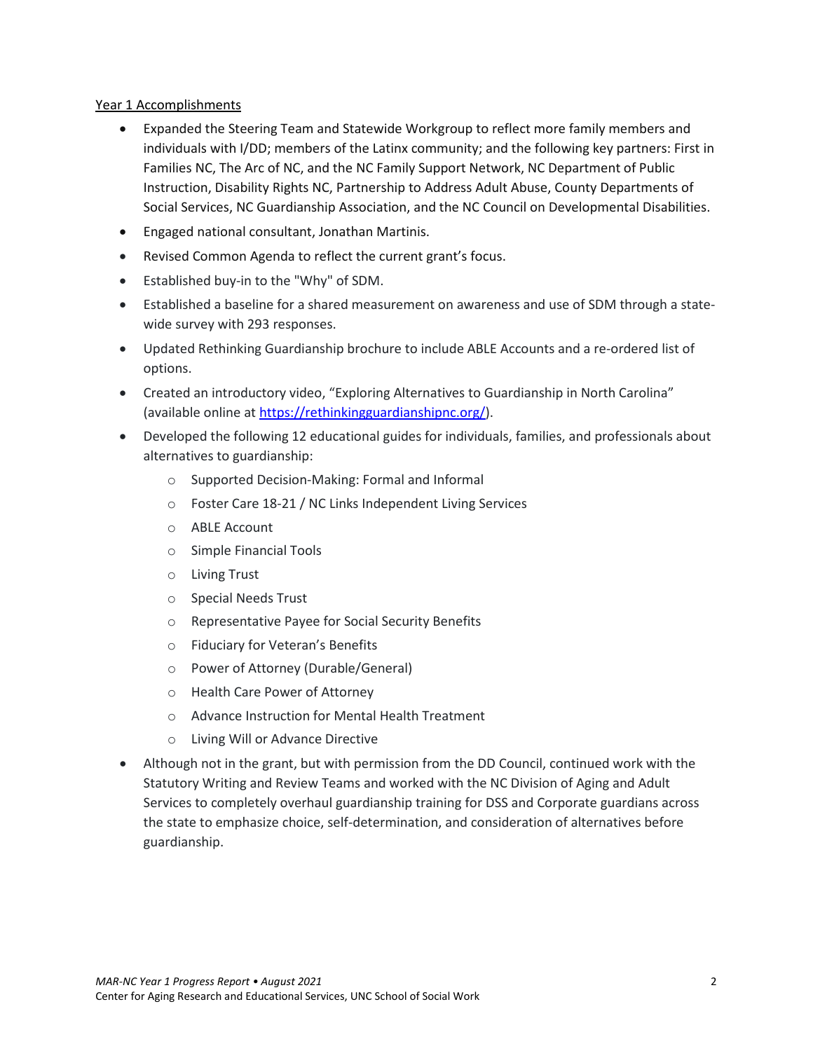Year 1 Accomplishments

- Expanded the Steering Team and Statewide Workgroup to reflect more family members and individuals with I/DD; members of the Latinx community; and the following key partners: First in Families NC, The Arc of NC, and the NC Family Support Network, NC Department of Public Instruction, Disability Rights NC, Partnership to Address Adult Abuse, County Departments of Social Services, NC Guardianship Association, and the NC Council on Developmental Disabilities.
- Engaged national consultant, Jonathan Martinis.
- Revised Common Agenda to reflect the current grant's focus.
- Established buy-in to the "Why" of SDM.
- Established a baseline for a shared measurement on awareness and use of SDM through a state-wide survey with 293 responses.
- Updated Rethinking Guardianship brochure to include ABLE Accounts and a re-ordered list of options.
- Created an introductory video, "Exploring Alternatives to Guardianship in North Carolina" (available online at https://rethinkingguardianshipnc.org/).
- Developed the following 12 educational guides for individuals, families, and professionals about alternatives to guardianship:
  - Supported Decision-Making: Formal and Informal
  - Foster Care 18-21 / NC Links Independent Living Services
  - ABLE Account
  - Simple Financial Tools
  - Living Trust
  - Special Needs Trust
  - Representative Payee for Social Security Benefits
  - Fiduciary for Veteran's Benefits
  - Power of Attorney (Durable/General)
  - Health Care Power of Attorney
  - Advance Instruction for Mental Health Treatment
  - Living Will or Advance Directive
- Although not in the grant, but with permission from the DD Council, continued work with the Statutory Writing and Review Teams and worked with the NC Division of Aging and Adult Services to completely overhaul guardianship training for DSS and Corporate guardians across the state to emphasize choice, self-determination, and consideration of alternatives before guardianship.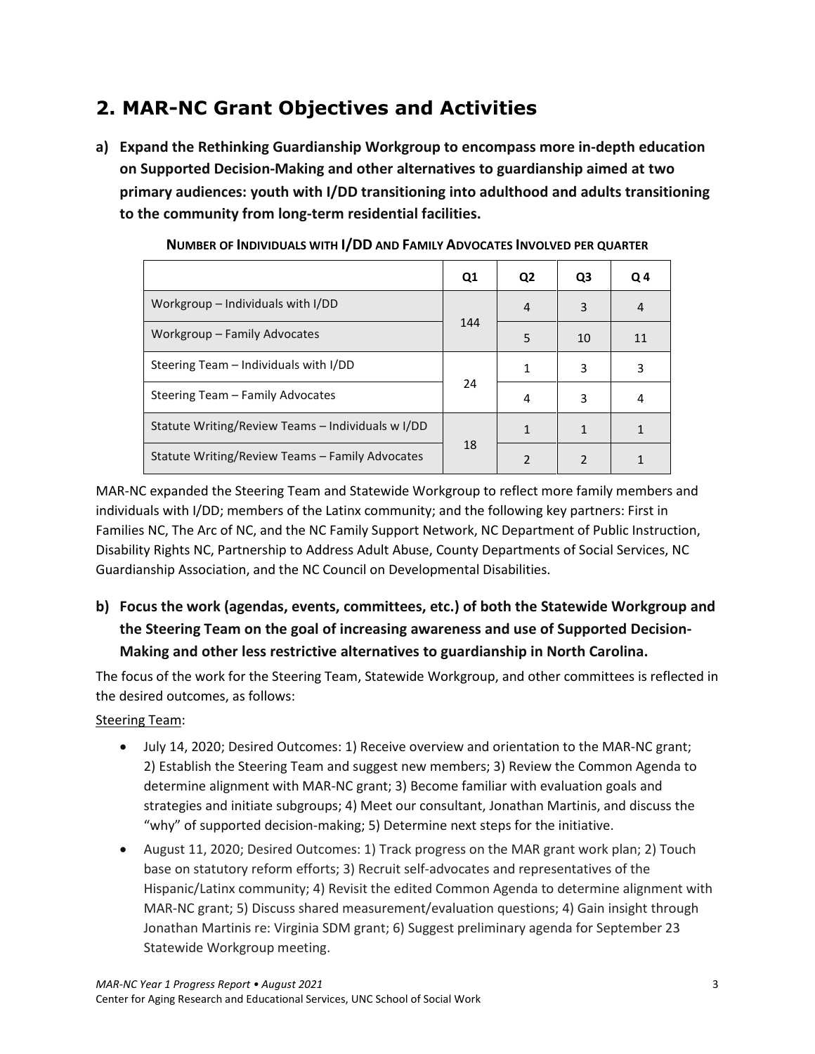## 2. MAR-NC Grant Objectives and Activities

**a) Expand the Rethinking Guardianship Workgroup to encompass more in-depth education on Supported Decision-Making and other alternatives to guardianship aimed at two primary audiences: youth with I/DD transitioning into adulthood and adults transitioning to the community from long-term residential facilities.**

**NUMBER OF INDIVIDUALS WITH I/DD AND FAMILY ADVOCATES INVOLVED PER QUARTER**

| | Q1 | Q2 | Q3 | Q 4 |
|---|---|---|---|---|
| Workgroup – Individuals with I/DD | 144 | 4 | 3 | 4 |
| Workgroup – Family Advocates | | 5 | 10 | 11 |
| Steering Team – Individuals with I/DD | 24 | 1 | 3 | 3 |
| Steering Team – Family Advocates | | 4 | 3 | 4 |
| Statute Writing/Review Teams – Individuals w I/DD | 18 | 1 | 1 | 1 |
| Statute Writing/Review Teams – Family Advocates | | 2 | 2 | 1 |

MAR-NC expanded the Steering Team and Statewide Workgroup to reflect more family members and individuals with I/DD; members of the Latinx community; and the following key partners: First in Families NC, The Arc of NC, and the NC Family Support Network, NC Department of Public Instruction, Disability Rights NC, Partnership to Address Adult Abuse, County Departments of Social Services, NC Guardianship Association, and the NC Council on Developmental Disabilities.

**b) Focus the work (agendas, events, committees, etc.) of both the Statewide Workgroup and the Steering Team on the goal of increasing awareness and use of Supported Decision-Making and other less restrictive alternatives to guardianship in North Carolina.**

The focus of the work for the Steering Team, Statewide Workgroup, and other committees is reflected in the desired outcomes, as follows:

Steering Team:

- July 14, 2020; Desired Outcomes: 1) Receive overview and orientation to the MAR-NC grant; 2) Establish the Steering Team and suggest new members; 3) Review the Common Agenda to determine alignment with MAR-NC grant; 3) Become familiar with evaluation goals and strategies and initiate subgroups; 4) Meet our consultant, Jonathan Martinis, and discuss the "why" of supported decision-making; 5) Determine next steps for the initiative.
- August 11, 2020; Desired Outcomes: 1) Track progress on the MAR grant work plan; 2) Touch base on statutory reform efforts; 3) Recruit self-advocates and representatives of the Hispanic/Latinx community; 4) Revisit the edited Common Agenda to determine alignment with MAR-NC grant; 5) Discuss shared measurement/evaluation questions; 4) Gain insight through Jonathan Martinis re: Virginia SDM grant; 6) Suggest preliminary agenda for September 23 Statewide Workgroup meeting.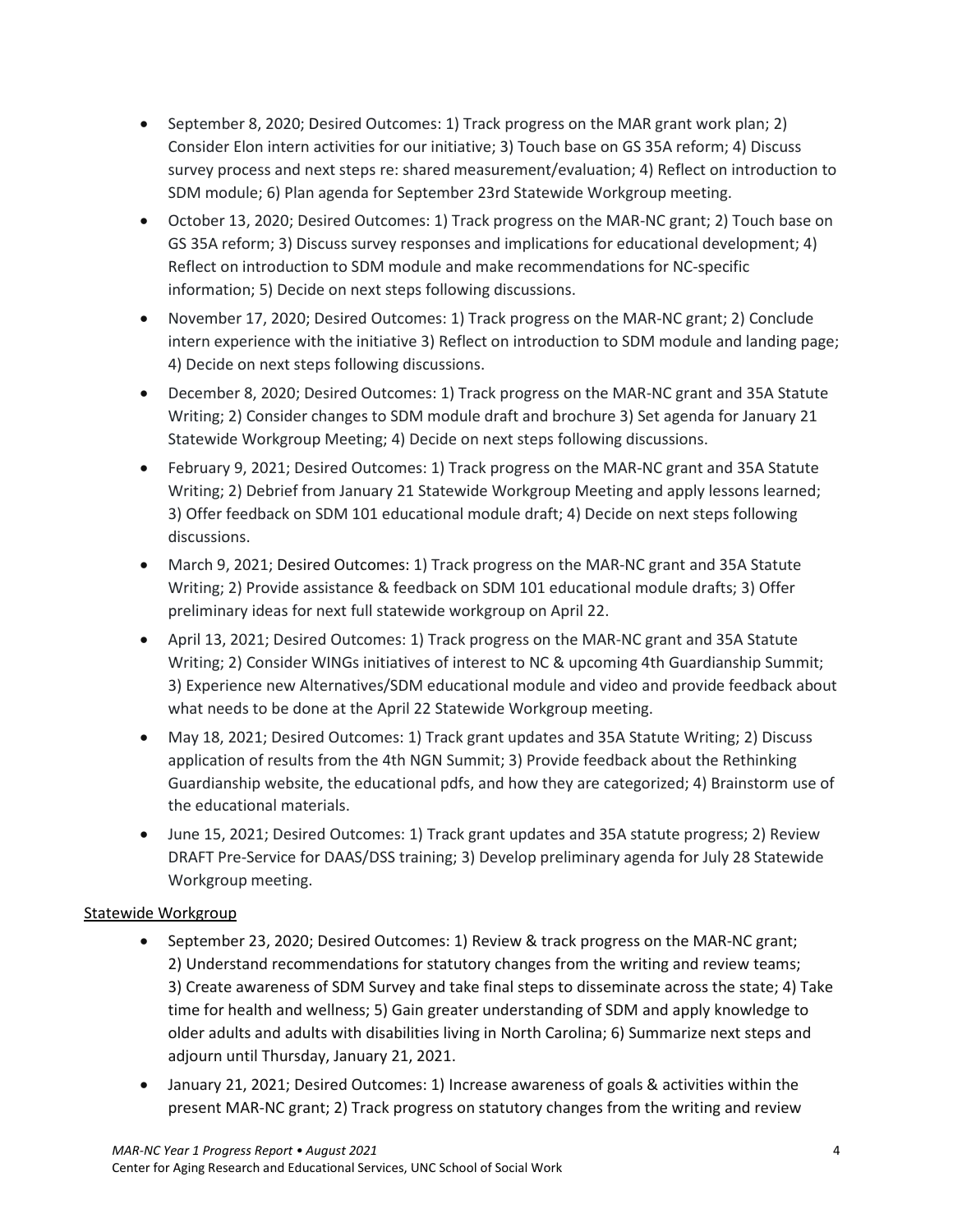- September 8, 2020; Desired Outcomes: 1) Track progress on the MAR grant work plan; 2) Consider Elon intern activities for our initiative; 3) Touch base on GS 35A reform; 4) Discuss survey process and next steps re: shared measurement/evaluation; 4) Reflect on introduction to SDM module; 6) Plan agenda for September 23rd Statewide Workgroup meeting.
- October 13, 2020; Desired Outcomes: 1) Track progress on the MAR-NC grant; 2) Touch base on GS 35A reform; 3) Discuss survey responses and implications for educational development; 4) Reflect on introduction to SDM module and make recommendations for NC-specific information; 5) Decide on next steps following discussions.
- November 17, 2020; Desired Outcomes: 1) Track progress on the MAR-NC grant; 2) Conclude intern experience with the initiative 3) Reflect on introduction to SDM module and landing page; 4) Decide on next steps following discussions.
- December 8, 2020; Desired Outcomes: 1) Track progress on the MAR-NC grant and 35A Statute Writing; 2) Consider changes to SDM module draft and brochure 3) Set agenda for January 21 Statewide Workgroup Meeting; 4) Decide on next steps following discussions.
- February 9, 2021; Desired Outcomes: 1) Track progress on the MAR-NC grant and 35A Statute Writing; 2) Debrief from January 21 Statewide Workgroup Meeting and apply lessons learned; 3) Offer feedback on SDM 101 educational module draft; 4) Decide on next steps following discussions.
- March 9, 2021; Desired Outcomes: 1) Track progress on the MAR-NC grant and 35A Statute Writing; 2) Provide assistance & feedback on SDM 101 educational module drafts; 3) Offer preliminary ideas for next full statewide workgroup on April 22.
- April 13, 2021; Desired Outcomes: 1) Track progress on the MAR-NC grant and 35A Statute Writing; 2) Consider WINGs initiatives of interest to NC & upcoming 4th Guardianship Summit; 3) Experience new Alternatives/SDM educational module and video and provide feedback about what needs to be done at the April 22 Statewide Workgroup meeting.
- May 18, 2021; Desired Outcomes: 1) Track grant updates and 35A Statute Writing; 2) Discuss application of results from the 4th NGN Summit; 3) Provide feedback about the Rethinking Guardianship website, the educational pdfs, and how they are categorized; 4) Brainstorm use of the educational materials.
- June 15, 2021; Desired Outcomes: 1) Track grant updates and 35A statute progress; 2) Review DRAFT Pre-Service for DAAS/DSS training; 3) Develop preliminary agenda for July 28 Statewide Workgroup meeting.

<u>Statewide Workgroup</u>

- September 23, 2020; Desired Outcomes: 1) Review & track progress on the MAR-NC grant; 2) Understand recommendations for statutory changes from the writing and review teams; 3) Create awareness of SDM Survey and take final steps to disseminate across the state; 4) Take time for health and wellness; 5) Gain greater understanding of SDM and apply knowledge to older adults and adults with disabilities living in North Carolina; 6) Summarize next steps and adjourn until Thursday, January 21, 2021.
- January 21, 2021; Desired Outcomes: 1) Increase awareness of goals & activities within the present MAR-NC grant; 2) Track progress on statutory changes from the writing and review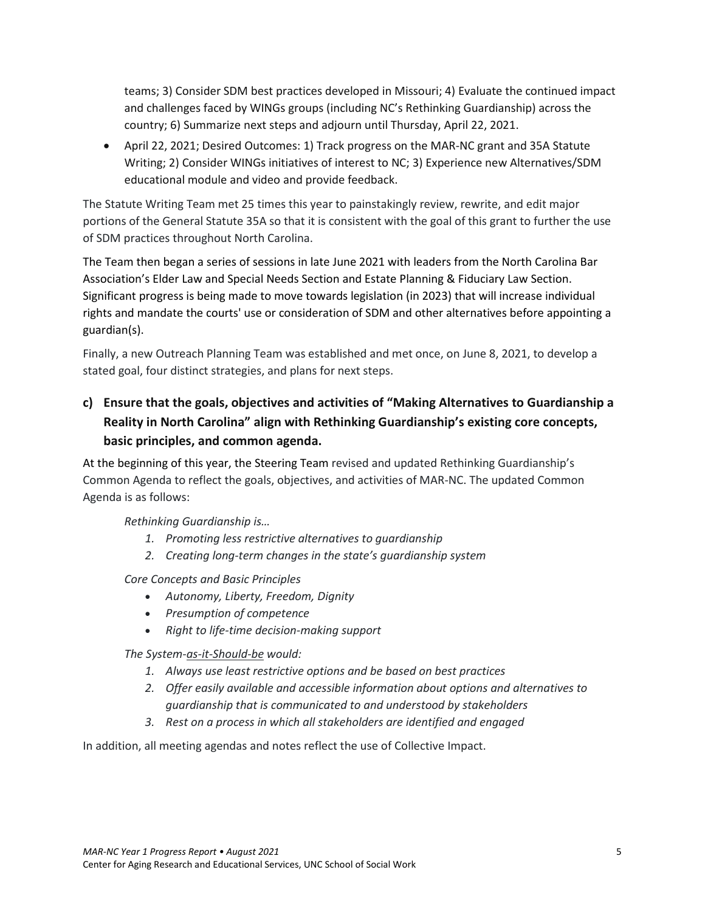teams; 3) Consider SDM best practices developed in Missouri; 4) Evaluate the continued impact and challenges faced by WINGs groups (including NC's Rethinking Guardianship) across the country; 6) Summarize next steps and adjourn until Thursday, April 22, 2021.

- April 22, 2021; Desired Outcomes: 1) Track progress on the MAR-NC grant and 35A Statute Writing; 2) Consider WINGs initiatives of interest to NC; 3) Experience new Alternatives/SDM educational module and video and provide feedback.

The Statute Writing Team met 25 times this year to painstakingly review, rewrite, and edit major portions of the General Statute 35A so that it is consistent with the goal of this grant to further the use of SDM practices throughout North Carolina.

The Team then began a series of sessions in late June 2021 with leaders from the North Carolina Bar Association's Elder Law and Special Needs Section and Estate Planning & Fiduciary Law Section. Significant progress is being made to move towards legislation (in 2023) that will increase individual rights and mandate the courts' use or consideration of SDM and other alternatives before appointing a guardian(s).

Finally, a new Outreach Planning Team was established and met once, on June 8, 2021, to develop a stated goal, four distinct strategies, and plans for next steps.

### c) Ensure that the goals, objectives and activities of "Making Alternatives to Guardianship a Reality in North Carolina" align with Rethinking Guardianship's existing core concepts, basic principles, and common agenda.

At the beginning of this year, the Steering Team revised and updated Rethinking Guardianship's Common Agenda to reflect the goals, objectives, and activities of MAR-NC. The updated Common Agenda is as follows:

*Rethinking Guardianship is…*

1. *Promoting less restrictive alternatives to guardianship*
2. *Creating long-term changes in the state's guardianship system*

*Core Concepts and Basic Principles*

- *Autonomy, Liberty, Freedom, Dignity*
- *Presumption of competence*
- *Right to life-time decision-making support*

*The System-as-it-Should-be would:*

1. *Always use least restrictive options and be based on best practices*
2. *Offer easily available and accessible information about options and alternatives to guardianship that is communicated to and understood by stakeholders*
3. *Rest on a process in which all stakeholders are identified and engaged*

In addition, all meeting agendas and notes reflect the use of Collective Impact.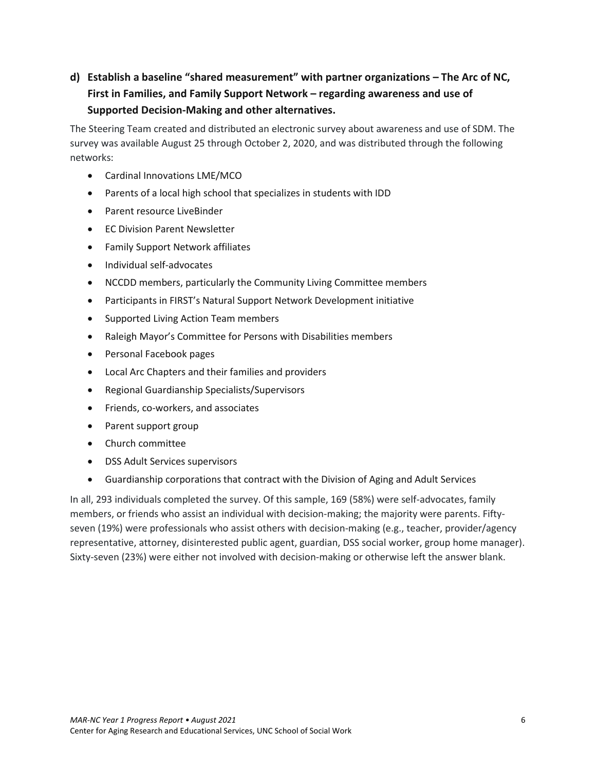### d) Establish a baseline "shared measurement" with partner organizations – The Arc of NC, First in Families, and Family Support Network – regarding awareness and use of Supported Decision-Making and other alternatives.

The Steering Team created and distributed an electronic survey about awareness and use of SDM. The survey was available August 25 through October 2, 2020, and was distributed through the following networks:

- Cardinal Innovations LME/MCO
- Parents of a local high school that specializes in students with IDD
- Parent resource LiveBinder
- EC Division Parent Newsletter
- Family Support Network affiliates
- Individual self-advocates
- NCCDD members, particularly the Community Living Committee members
- Participants in FIRST's Natural Support Network Development initiative
- Supported Living Action Team members
- Raleigh Mayor's Committee for Persons with Disabilities members
- Personal Facebook pages
- Local Arc Chapters and their families and providers
- Regional Guardianship Specialists/Supervisors
- Friends, co-workers, and associates
- Parent support group
- Church committee
- DSS Adult Services supervisors
- Guardianship corporations that contract with the Division of Aging and Adult Services

In all, 293 individuals completed the survey. Of this sample, 169 (58%) were self-advocates, family members, or friends who assist an individual with decision-making; the majority were parents. Fifty-seven (19%) were professionals who assist others with decision-making (e.g., teacher, provider/agency representative, attorney, disinterested public agent, guardian, DSS social worker, group home manager). Sixty-seven (23%) were either not involved with decision-making or otherwise left the answer blank.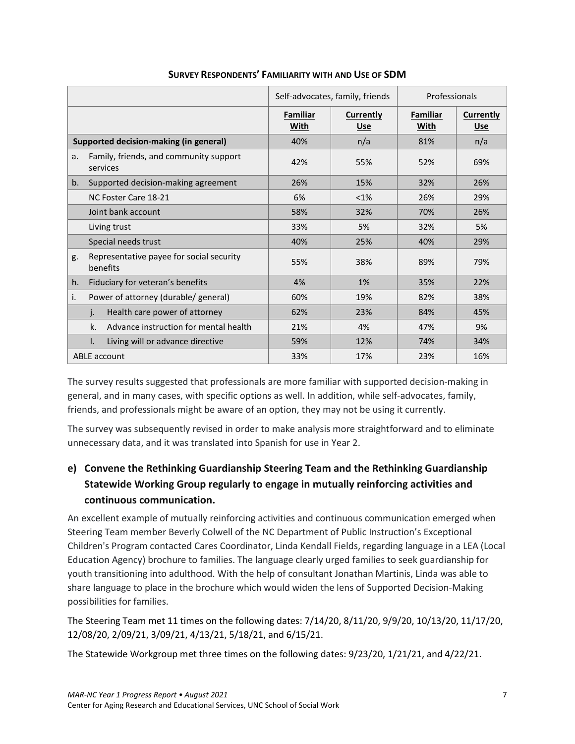**SURVEY RESPONDENTS' FAMILIARITY WITH AND USE OF SDM**

| | Self-advocates, family, friends | | Professionals | |
|---|---|---|---|---|
| | **Familiar With** | **Currently Use** | **Familiar With** | **Currently Use** |
| **Supported decision-making (in general)** | 40% | n/a | 81% | n/a |
| a. Family, friends, and community support services | 42% | 55% | 52% | 69% |
| b. Supported decision-making agreement | 26% | 15% | 32% | 26% |
| NC Foster Care 18-21 | 6% | <1% | 26% | 29% |
| Joint bank account | 58% | 32% | 70% | 26% |
| Living trust | 33% | 5% | 32% | 5% |
| Special needs trust | 40% | 25% | 40% | 29% |
| g. Representative payee for social security benefits | 55% | 38% | 89% | 79% |
| h. Fiduciary for veteran's benefits | 4% | 1% | 35% | 22% |
| i. Power of attorney (durable/ general) | 60% | 19% | 82% | 38% |
| j. Health care power of attorney | 62% | 23% | 84% | 45% |
| k. Advance instruction for mental health | 21% | 4% | 47% | 9% |
| l. Living will or advance directive | 59% | 12% | 74% | 34% |
| ABLE account | 33% | 17% | 23% | 16% |

The survey results suggested that professionals are more familiar with supported decision-making in general, and in many cases, with specific options as well. In addition, while self-advocates, family, friends, and professionals might be aware of an option, they may not be using it currently.

The survey was subsequently revised in order to make analysis more straightforward and to eliminate unnecessary data, and it was translated into Spanish for use in Year 2.

## e) Convene the Rethinking Guardianship Steering Team and the Rethinking Guardianship Statewide Working Group regularly to engage in mutually reinforcing activities and continuous communication.

An excellent example of mutually reinforcing activities and continuous communication emerged when Steering Team member Beverly Colwell of the NC Department of Public Instruction's Exceptional Children's Program contacted Cares Coordinator, Linda Kendall Fields, regarding language in a LEA (Local Education Agency) brochure to families. The language clearly urged families to seek guardianship for youth transitioning into adulthood. With the help of consultant Jonathan Martinis, Linda was able to share language to place in the brochure which would widen the lens of Supported Decision-Making possibilities for families.

The Steering Team met 11 times on the following dates: 7/14/20, 8/11/20, 9/9/20, 10/13/20, 11/17/20, 12/08/20, 2/09/21, 3/09/21, 4/13/21, 5/18/21, and 6/15/21.

The Statewide Workgroup met three times on the following dates: 9/23/20, 1/21/21, and 4/22/21.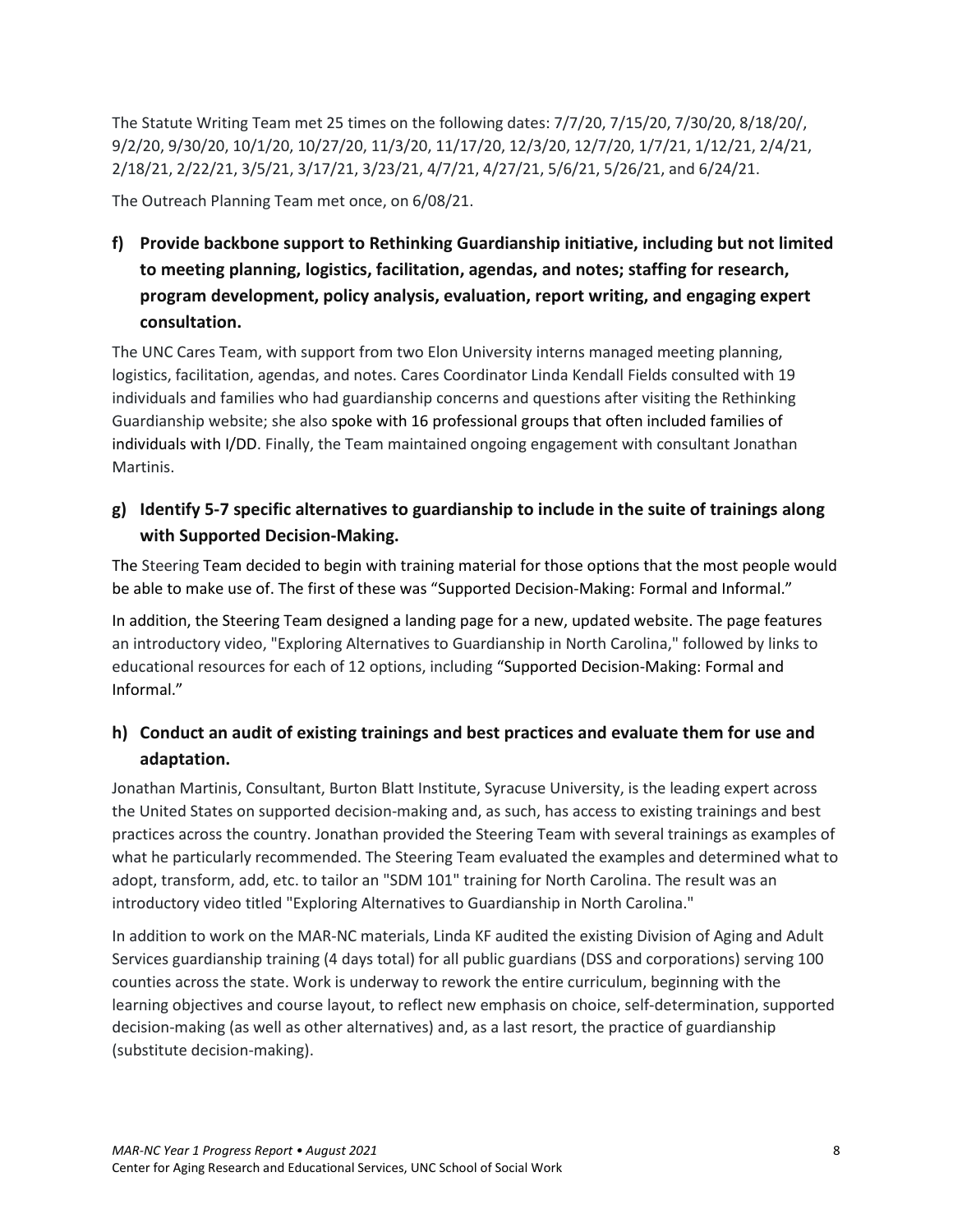The Statute Writing Team met 25 times on the following dates: 7/7/20, 7/15/20, 7/30/20, 8/18/20/, 9/2/20, 9/30/20, 10/1/20, 10/27/20, 11/3/20, 11/17/20, 12/3/20, 12/7/20, 1/7/21, 1/12/21, 2/4/21, 2/18/21, 2/22/21, 3/5/21, 3/17/21, 3/23/21, 4/7/21, 4/27/21, 5/6/21, 5/26/21, and 6/24/21.

The Outreach Planning Team met once, on 6/08/21.

### f) Provide backbone support to Rethinking Guardianship initiative, including but not limited to meeting planning, logistics, facilitation, agendas, and notes; staffing for research, program development, policy analysis, evaluation, report writing, and engaging expert consultation.

The UNC Cares Team, with support from two Elon University interns managed meeting planning, logistics, facilitation, agendas, and notes. Cares Coordinator Linda Kendall Fields consulted with 19 individuals and families who had guardianship concerns and questions after visiting the Rethinking Guardianship website; she also spoke with 16 professional groups that often included families of individuals with I/DD. Finally, the Team maintained ongoing engagement with consultant Jonathan Martinis.

### g) Identify 5-7 specific alternatives to guardianship to include in the suite of trainings along with Supported Decision-Making.

The Steering Team decided to begin with training material for those options that the most people would be able to make use of. The first of these was "Supported Decision-Making: Formal and Informal."

In addition, the Steering Team designed a landing page for a new, updated website. The page features an introductory video, "Exploring Alternatives to Guardianship in North Carolina," followed by links to educational resources for each of 12 options, including "Supported Decision-Making: Formal and Informal."

### h) Conduct an audit of existing trainings and best practices and evaluate them for use and adaptation.

Jonathan Martinis, Consultant, Burton Blatt Institute, Syracuse University, is the leading expert across the United States on supported decision-making and, as such, has access to existing trainings and best practices across the country. Jonathan provided the Steering Team with several trainings as examples of what he particularly recommended. The Steering Team evaluated the examples and determined what to adopt, transform, add, etc. to tailor an "SDM 101" training for North Carolina. The result was an introductory video titled "Exploring Alternatives to Guardianship in North Carolina."

In addition to work on the MAR-NC materials, Linda KF audited the existing Division of Aging and Adult Services guardianship training (4 days total) for all public guardians (DSS and corporations) serving 100 counties across the state. Work is underway to rework the entire curriculum, beginning with the learning objectives and course layout, to reflect new emphasis on choice, self-determination, supported decision-making (as well as other alternatives) and, as a last resort, the practice of guardianship (substitute decision-making).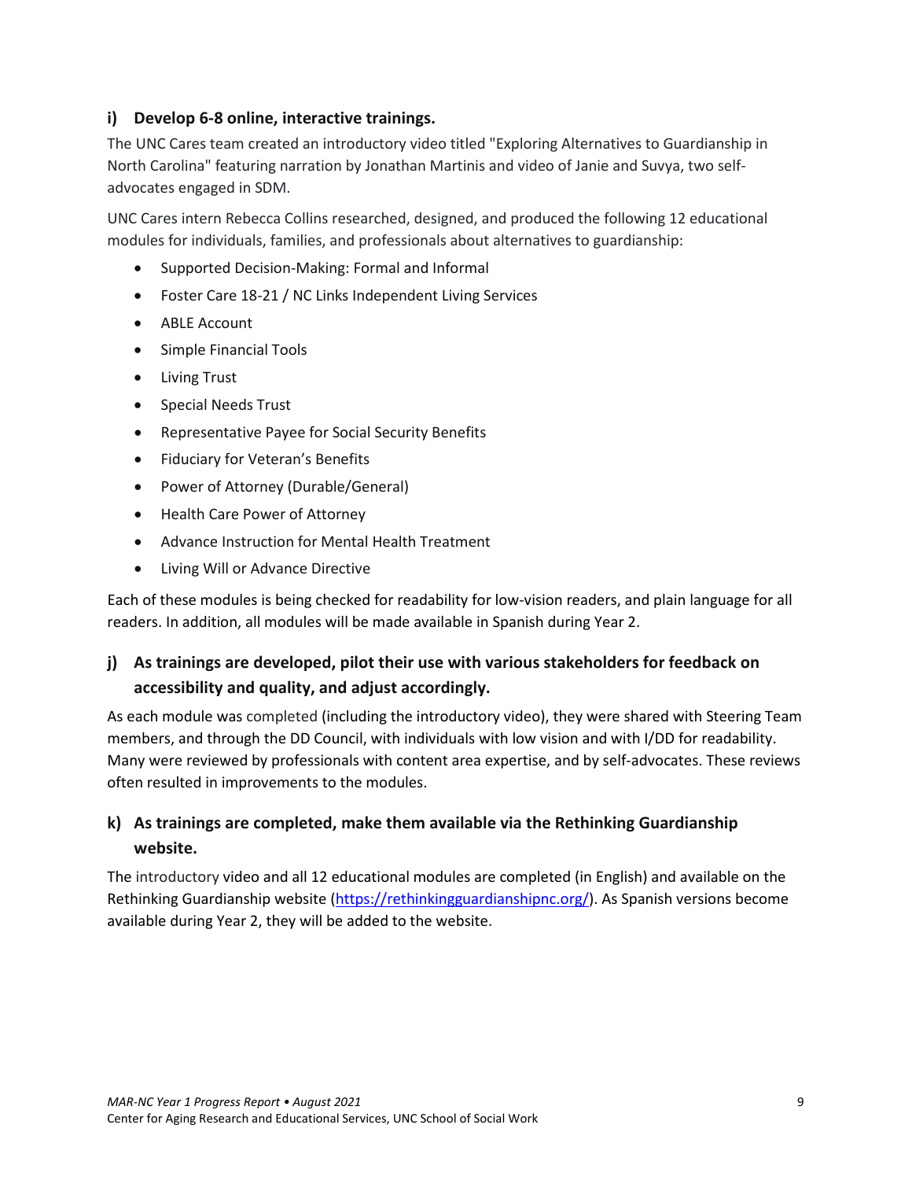### i) Develop 6-8 online, interactive trainings.

The UNC Cares team created an introductory video titled "Exploring Alternatives to Guardianship in North Carolina" featuring narration by Jonathan Martinis and video of Janie and Suvya, two self-advocates engaged in SDM.

UNC Cares intern Rebecca Collins researched, designed, and produced the following 12 educational modules for individuals, families, and professionals about alternatives to guardianship:

- Supported Decision-Making: Formal and Informal
- Foster Care 18-21 / NC Links Independent Living Services
- ABLE Account
- Simple Financial Tools
- Living Trust
- Special Needs Trust
- Representative Payee for Social Security Benefits
- Fiduciary for Veteran's Benefits
- Power of Attorney (Durable/General)
- Health Care Power of Attorney
- Advance Instruction for Mental Health Treatment
- Living Will or Advance Directive

Each of these modules is being checked for readability for low-vision readers, and plain language for all readers. In addition, all modules will be made available in Spanish during Year 2.

### j) As trainings are developed, pilot their use with various stakeholders for feedback on accessibility and quality, and adjust accordingly.

As each module was completed (including the introductory video), they were shared with Steering Team members, and through the DD Council, with individuals with low vision and with I/DD for readability. Many were reviewed by professionals with content area expertise, and by self-advocates. These reviews often resulted in improvements to the modules.

### k) As trainings are completed, make them available via the Rethinking Guardianship website.

The introductory video and all 12 educational modules are completed (in English) and available on the Rethinking Guardianship website (https://rethinkingguardianshipnc.org/). As Spanish versions become available during Year 2, they will be added to the website.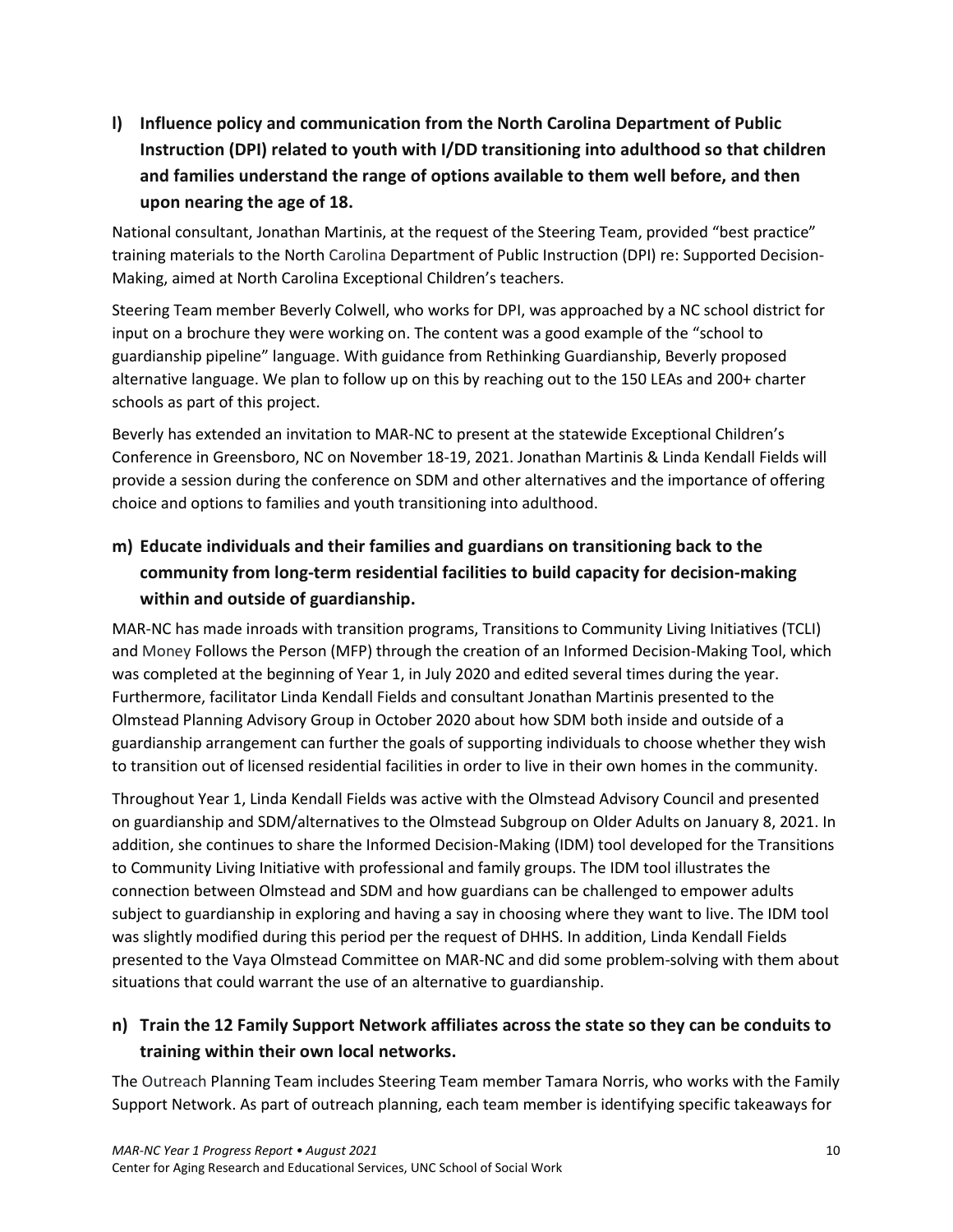### l) Influence policy and communication from the North Carolina Department of Public Instruction (DPI) related to youth with I/DD transitioning into adulthood so that children and families understand the range of options available to them well before, and then upon nearing the age of 18.

National consultant, Jonathan Martinis, at the request of the Steering Team, provided "best practice" training materials to the North Carolina Department of Public Instruction (DPI) re: Supported Decision-Making, aimed at North Carolina Exceptional Children's teachers.

Steering Team member Beverly Colwell, who works for DPI, was approached by a NC school district for input on a brochure they were working on. The content was a good example of the "school to guardianship pipeline" language. With guidance from Rethinking Guardianship, Beverly proposed alternative language. We plan to follow up on this by reaching out to the 150 LEAs and 200+ charter schools as part of this project.

Beverly has extended an invitation to MAR-NC to present at the statewide Exceptional Children's Conference in Greensboro, NC on November 18-19, 2021. Jonathan Martinis & Linda Kendall Fields will provide a session during the conference on SDM and other alternatives and the importance of offering choice and options to families and youth transitioning into adulthood.

### m) Educate individuals and their families and guardians on transitioning back to the community from long-term residential facilities to build capacity for decision-making within and outside of guardianship.

MAR-NC has made inroads with transition programs, Transitions to Community Living Initiatives (TCLI) and Money Follows the Person (MFP) through the creation of an Informed Decision-Making Tool, which was completed at the beginning of Year 1, in July 2020 and edited several times during the year. Furthermore, facilitator Linda Kendall Fields and consultant Jonathan Martinis presented to the Olmstead Planning Advisory Group in October 2020 about how SDM both inside and outside of a guardianship arrangement can further the goals of supporting individuals to choose whether they wish to transition out of licensed residential facilities in order to live in their own homes in the community.

Throughout Year 1, Linda Kendall Fields was active with the Olmstead Advisory Council and presented on guardianship and SDM/alternatives to the Olmstead Subgroup on Older Adults on January 8, 2021. In addition, she continues to share the Informed Decision-Making (IDM) tool developed for the Transitions to Community Living Initiative with professional and family groups. The IDM tool illustrates the connection between Olmstead and SDM and how guardians can be challenged to empower adults subject to guardianship in exploring and having a say in choosing where they want to live. The IDM tool was slightly modified during this period per the request of DHHS. In addition, Linda Kendall Fields presented to the Vaya Olmstead Committee on MAR-NC and did some problem-solving with them about situations that could warrant the use of an alternative to guardianship.

### n) Train the 12 Family Support Network affiliates across the state so they can be conduits to training within their own local networks.

The Outreach Planning Team includes Steering Team member Tamara Norris, who works with the Family Support Network. As part of outreach planning, each team member is identifying specific takeaways for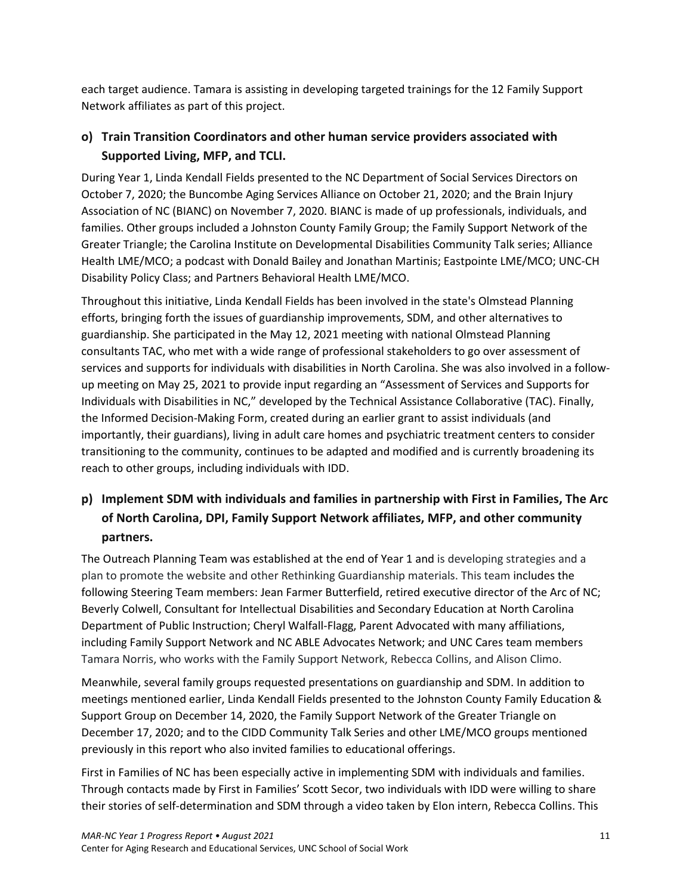each target audience. Tamara is assisting in developing targeted trainings for the 12 Family Support Network affiliates as part of this project.

## o) Train Transition Coordinators and other human service providers associated with Supported Living, MFP, and TCLI.

During Year 1, Linda Kendall Fields presented to the NC Department of Social Services Directors on October 7, 2020; the Buncombe Aging Services Alliance on October 21, 2020; and the Brain Injury Association of NC (BIANC) on November 7, 2020. BIANC is made of up professionals, individuals, and families. Other groups included a Johnston County Family Group; the Family Support Network of the Greater Triangle; the Carolina Institute on Developmental Disabilities Community Talk series; Alliance Health LME/MCO; a podcast with Donald Bailey and Jonathan Martinis; Eastpointe LME/MCO; UNC-CH Disability Policy Class; and Partners Behavioral Health LME/MCO.

Throughout this initiative, Linda Kendall Fields has been involved in the state's Olmstead Planning efforts, bringing forth the issues of guardianship improvements, SDM, and other alternatives to guardianship. She participated in the May 12, 2021 meeting with national Olmstead Planning consultants TAC, who met with a wide range of professional stakeholders to go over assessment of services and supports for individuals with disabilities in North Carolina. She was also involved in a follow-up meeting on May 25, 2021 to provide input regarding an "Assessment of Services and Supports for Individuals with Disabilities in NC," developed by the Technical Assistance Collaborative (TAC). Finally, the Informed Decision-Making Form, created during an earlier grant to assist individuals (and importantly, their guardians), living in adult care homes and psychiatric treatment centers to consider transitioning to the community, continues to be adapted and modified and is currently broadening its reach to other groups, including individuals with IDD.

## p) Implement SDM with individuals and families in partnership with First in Families, The Arc of North Carolina, DPI, Family Support Network affiliates, MFP, and other community partners.

The Outreach Planning Team was established at the end of Year 1 and is developing strategies and a plan to promote the website and other Rethinking Guardianship materials. This team includes the following Steering Team members: Jean Farmer Butterfield, retired executive director of the Arc of NC; Beverly Colwell, Consultant for Intellectual Disabilities and Secondary Education at North Carolina Department of Public Instruction; Cheryl Walfall-Flagg, Parent Advocated with many affiliations, including Family Support Network and NC ABLE Advocates Network; and UNC Cares team members Tamara Norris, who works with the Family Support Network, Rebecca Collins, and Alison Climo.

Meanwhile, several family groups requested presentations on guardianship and SDM. In addition to meetings mentioned earlier, Linda Kendall Fields presented to the Johnston County Family Education & Support Group on December 14, 2020, the Family Support Network of the Greater Triangle on December 17, 2020; and to the CIDD Community Talk Series and other LME/MCO groups mentioned previously in this report who also invited families to educational offerings.

First in Families of NC has been especially active in implementing SDM with individuals and families. Through contacts made by First in Families' Scott Secor, two individuals with IDD were willing to share their stories of self-determination and SDM through a video taken by Elon intern, Rebecca Collins. This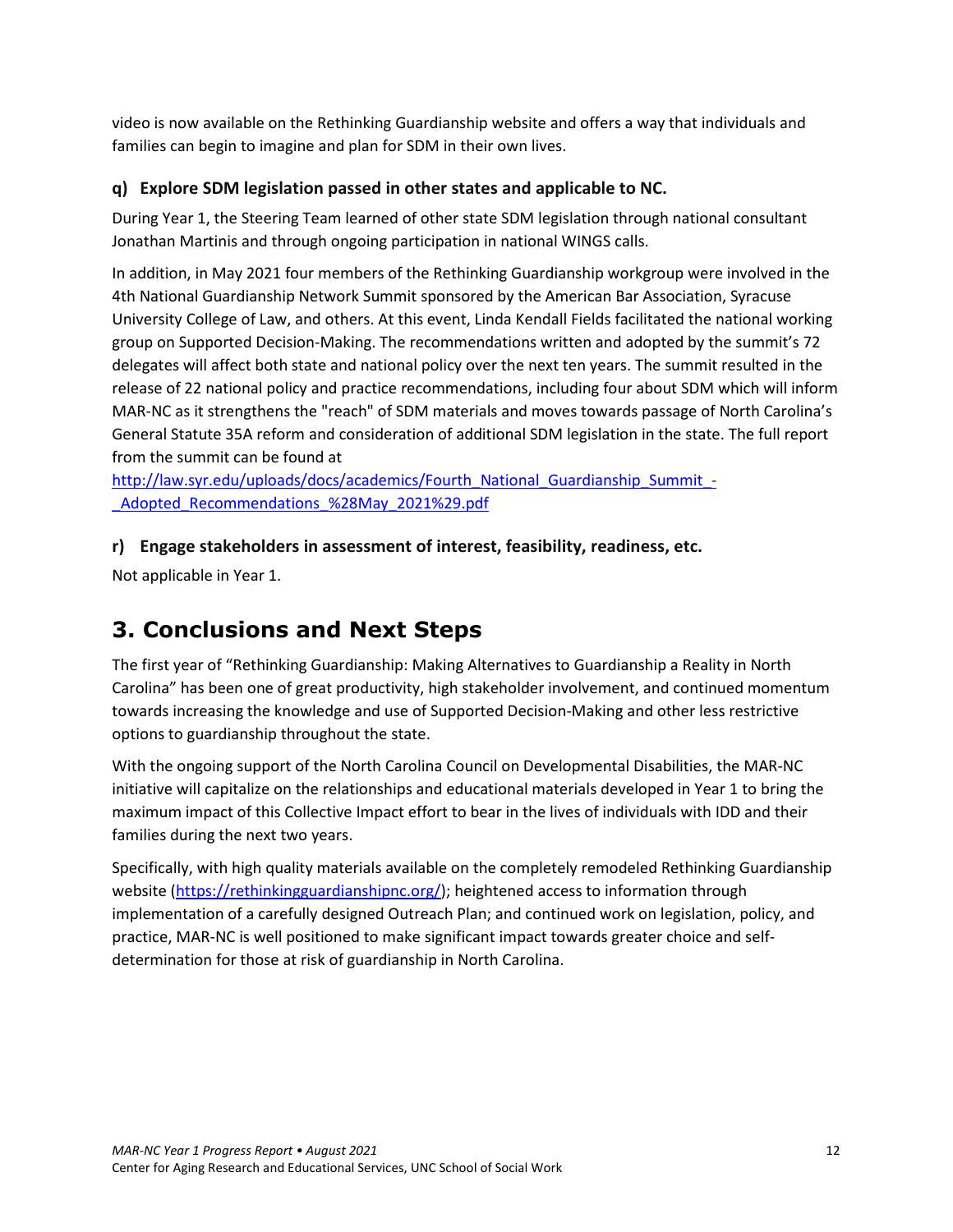video is now available on the Rethinking Guardianship website and offers a way that individuals and families can begin to imagine and plan for SDM in their own lives.

### q) Explore SDM legislation passed in other states and applicable to NC.

During Year 1, the Steering Team learned of other state SDM legislation through national consultant Jonathan Martinis and through ongoing participation in national WINGS calls.

In addition, in May 2021 four members of the Rethinking Guardianship workgroup were involved in the 4th National Guardianship Network Summit sponsored by the American Bar Association, Syracuse University College of Law, and others. At this event, Linda Kendall Fields facilitated the national working group on Supported Decision-Making. The recommendations written and adopted by the summit's 72 delegates will affect both state and national policy over the next ten years. The summit resulted in the release of 22 national policy and practice recommendations, including four about SDM which will inform MAR-NC as it strengthens the "reach" of SDM materials and moves towards passage of North Carolina's General Statute 35A reform and consideration of additional SDM legislation in the state. The full report from the summit can be found at http://law.syr.edu/uploads/docs/academics/Fourth_National_Guardianship_Summit_-_Adopted_Recommendations_%28May_2021%29.pdf

### r) Engage stakeholders in assessment of interest, feasibility, readiness, etc.

Not applicable in Year 1.

## 3. Conclusions and Next Steps

The first year of "Rethinking Guardianship: Making Alternatives to Guardianship a Reality in North Carolina" has been one of great productivity, high stakeholder involvement, and continued momentum towards increasing the knowledge and use of Supported Decision-Making and other less restrictive options to guardianship throughout the state.

With the ongoing support of the North Carolina Council on Developmental Disabilities, the MAR-NC initiative will capitalize on the relationships and educational materials developed in Year 1 to bring the maximum impact of this Collective Impact effort to bear in the lives of individuals with IDD and their families during the next two years.

Specifically, with high quality materials available on the completely remodeled Rethinking Guardianship website (https://rethinkingguardianshipnc.org/); heightened access to information through implementation of a carefully designed Outreach Plan; and continued work on legislation, policy, and practice, MAR-NC is well positioned to make significant impact towards greater choice and self-determination for those at risk of guardianship in North Carolina.